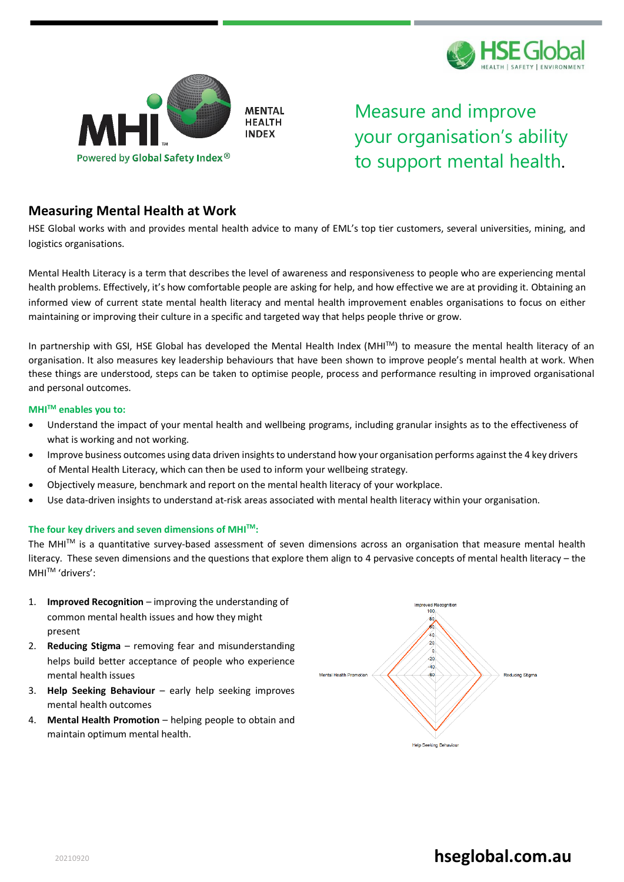MENTAL HEALTH INDEX

Powered by Global Safety Index®

HSE Global
HEALTH | SAFETY | ENVIRONMENT

Measure and improve your organisation's ability to support mental health.

## Measuring Mental Health at Work

HSE Global works with and provides mental health advice to many of EML's top tier customers, several universities, mining, and logistics organisations.

Mental Health Literacy is a term that describes the level of awareness and responsiveness to people who are experiencing mental health problems. Effectively, it's how comfortable people are asking for help, and how effective we are at providing it. Obtaining an informed view of current state mental health literacy and mental health improvement enables organisations to focus on either maintaining or improving their culture in a specific and targeted way that helps people thrive or grow.

In partnership with GSI, HSE Global has developed the Mental Health Index (MHI™) to measure the mental health literacy of an organisation. It also measures key leadership behaviours that have been shown to improve people's mental health at work. When these things are understood, steps can be taken to optimise people, process and performance resulting in improved organisational and personal outcomes.

### MHI™ enables you to:

- Understand the impact of your mental health and wellbeing programs, including granular insights as to the effectiveness of what is working and not working.
- Improve business outcomes using data driven insights to understand how your organisation performs against the 4 key drivers of Mental Health Literacy, which can then be used to inform your wellbeing strategy.
- Objectively measure, benchmark and report on the mental health literacy of your workplace.
- Use data-driven insights to understand at-risk areas associated with mental health literacy within your organisation.

### The four key drivers and seven dimensions of MHI™:

The MHI™ is a quantitative survey-based assessment of seven dimensions across an organisation that measure mental health literacy. These seven dimensions and the questions that explore them align to 4 pervasive concepts of mental health literacy – the MHI™ 'drivers':

1. **Improved Recognition** – improving the understanding of common mental health issues and how they might present
2. **Reducing Stigma** – removing fear and misunderstanding helps build better acceptance of people who experience mental health issues
3. **Help Seeking Behaviour** – early help seeking improves mental health outcomes
4. **Mental Health Promotion** – helping people to obtain and maintain optimum mental health.

Improved Recognition, Reducing Stigma, Help Seeking Behaviour, Mental Health Promotion (100, 80, 60, 40, 20, 0, -20, -40, -60)

20210920

hseglobal.com.au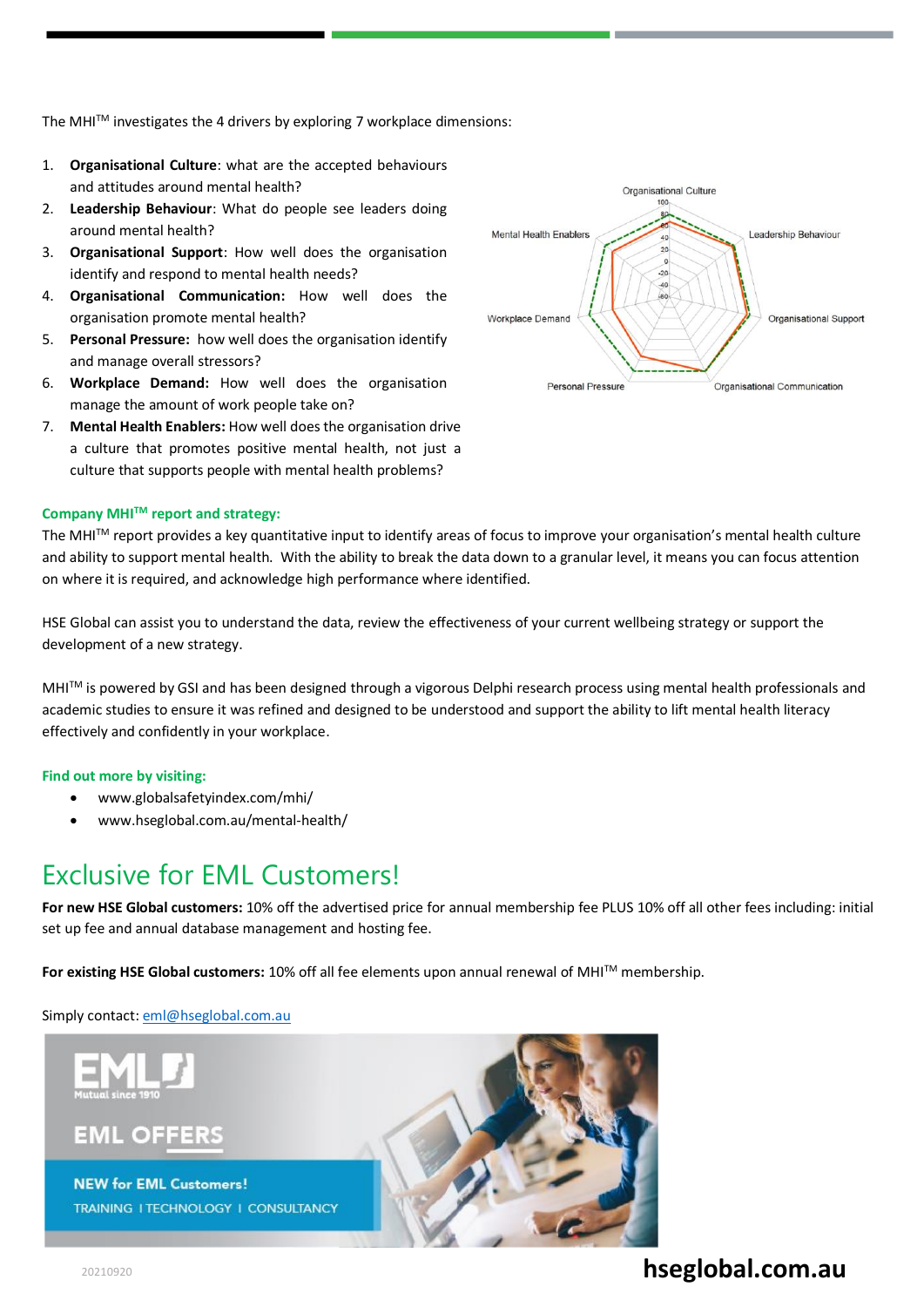The MHI™ investigates the 4 drivers by exploring 7 workplace dimensions:

1. **Organisational Culture**: what are the accepted behaviours and attitudes around mental health?
2. **Leadership Behaviour**: What do people see leaders doing around mental health?
3. **Organisational Support**: How well does the organisation identify and respond to mental health needs?
4. **Organisational Communication:** How well does the organisation promote mental health?
5. **Personal Pressure:** how well does the organisation identify and manage overall stressors?
6. **Workplace Demand:** How well does the organisation manage the amount of work people take on?
7. **Mental Health Enablers:** How well does the organisation drive a culture that promotes positive mental health, not just a culture that supports people with mental health problems?

Organisational Culture
Leadership Behaviour
Organisational Support
Organisational Communication
Personal Pressure
Workplace Demand
Mental Health Enablers
100
80
60
40
20
0
-20
-40
-60

**Company MHI™ report and strategy:**

The MHI™ report provides a key quantitative input to identify areas of focus to improve your organisation's mental health culture and ability to support mental health. With the ability to break the data down to a granular level, it means you can focus attention on where it is required, and acknowledge high performance where identified.

HSE Global can assist you to understand the data, review the effectiveness of your current wellbeing strategy or support the development of a new strategy.

MHI™ is powered by GSI and has been designed through a vigorous Delphi research process using mental health professionals and academic studies to ensure it was refined and designed to be understood and support the ability to lift mental health literacy effectively and confidently in your workplace.

**Find out more by visiting:**

- www.globalsafetyindex.com/mhi/
- www.hseglobal.com.au/mental-health/

# Exclusive for EML Customers!

**For new HSE Global customers:** 10% off the advertised price for annual membership fee PLUS 10% off all other fees including: initial set up fee and annual database management and hosting fee.

**For existing HSE Global customers:** 10% off all fee elements upon annual renewal of MHI™ membership.

Simply contact: eml@hseglobal.com.au

EML Mutual since 1910

EML OFFERS

NEW for EML Customers!

TRAINING I TECHNOLOGY I CONSULTANCY

20210920

**hseglobal.com.au**